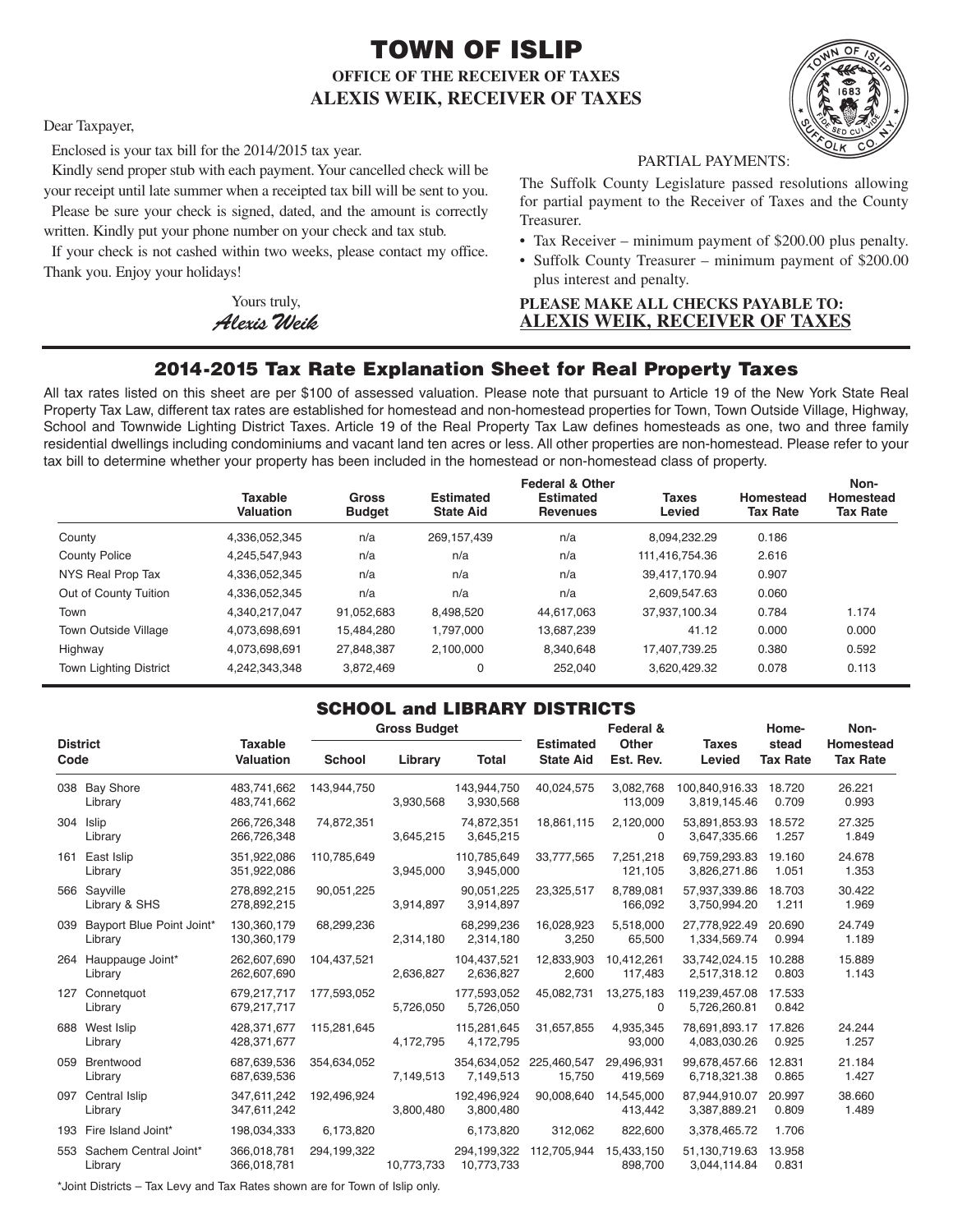# TOWN OF ISLIP

**OFFICE OF THE RECEIVER OF TAXES**

**ALEXIS WEIK, RECEIVER OF TAXES**

Dear Taxpayer,

Enclosed is your tax bill for the 2014/2015 tax year.

Kindly send proper stub with each payment. Your cancelled check will be your receipt until late summer when a receipted tax bill will be sent to you.

Please be sure your check is signed, dated, and the amount is correctly written. Kindly put your phone number on your check and tax stub.

If your check is not cashed within two weeks, please contact my office. Thank you. Enjoy your holidays!

Yours truly,

*Alexis Weik*

PARTIAL PAYMENTS:

The Suffolk County Legislature passed resolutions allowing for partial payment to the Receiver of Taxes and the County Treasurer.

- Tax Receiver – minimum payment of $200.00 plus penalty.
- Suffolk County Treasurer – minimum payment of $200.00 plus interest and penalty.

**PLEASE MAKE ALL CHECKS PAYABLE TO:**
**ALEXIS WEIK, RECEIVER OF TAXES**

## 2014-2015 Tax Rate Explanation Sheet for Real Property Taxes

All tax rates listed on this sheet are per $100 of assessed valuation. Please note that pursuant to Article 19 of the New York State Real Property Tax Law, different tax rates are established for homestead and non-homestead properties for Town, Town Outside Village, Highway, School and Townwide Lighting District Taxes. Article 19 of the Real Property Tax Law defines homesteads as one, two and three family residential dwellings including condominiums and vacant land ten acres or less. All other properties are non-homestead. Please refer to your tax bill to determine whether your property has been included in the homestead or non-homestead class of property.

| | Taxable Valuation | Gross Budget | Estimated State Aid | Federal & Other Estimated Revenues | Taxes Levied | Homestead Tax Rate | Non-Homestead Tax Rate |
|---|---|---|---|---|---|---|---|
| County | 4,336,052,345 | n/a | 269,157,439 | n/a | 8,094,232.29 | 0.186 | |
| County Police | 4,245,547,943 | n/a | n/a | n/a | 111,416,754.36 | 2.616 | |
| NYS Real Prop Tax | 4,336,052,345 | n/a | n/a | n/a | 39,417,170.94 | 0.907 | |
| Out of County Tuition | 4,336,052,345 | n/a | n/a | n/a | 2,609,547.63 | 0.060 | |
| Town | 4,340,217,047 | 91,052,683 | 8,498,520 | 44,617,063 | 37,937,100.34 | 0.784 | 1.174 |
| Town Outside Village | 4,073,698,691 | 15,484,280 | 1,797,000 | 13,687,239 | 41.12 | 0.000 | 0.000 |
| Highway | 4,073,698,691 | 27,848,387 | 2,100,000 | 8,340,648 | 17,407,739.25 | 0.380 | 0.592 |
| Town Lighting District | 4,242,343,348 | 3,872,469 | 0 | 252,040 | 3,620,429.32 | 0.078 | 0.113 |

## SCHOOL and LIBRARY DISTRICTS

| District Code | | Taxable Valuation | Gross Budget | | | Estimated State Aid | Federal & Other Est. Rev. | Taxes Levied | Homestead Tax Rate | Non-Homestead Tax Rate |
|---|---|---|---|---|---|---|---|---|---|---|
| | | | School | Library | Total | | | | | |
| 038 | Bay Shore | 483,741,662 | 143,944,750 | | 143,944,750 | 40,024,575 | 3,082,768 | 100,840,916.33 | 18.720 | 26.221 |
| | Library | 483,741,662 | | 3,930,568 | 3,930,568 | | 113,009 | 3,819,145.46 | 0.709 | 0.993 |
| 304 | Islip | 266,726,348 | 74,872,351 | | 74,872,351 | 18,861,115 | 2,120,000 | 53,891,853.93 | 18.572 | 27.325 |
| | Library | 266,726,348 | | 3,645,215 | 3,645,215 | | 0 | 3,647,335.66 | 1.257 | 1.849 |
| 161 | East Islip | 351,922,086 | 110,785,649 | | 110,785,649 | 33,777,565 | 7,251,218 | 69,759,293.83 | 19.160 | 24.678 |
| | Library | 351,922,086 | | 3,945,000 | 3,945,000 | | 121,105 | 3,826,271.86 | 1.051 | 1.353 |
| 566 | Sayville | 278,892,215 | 90,051,225 | | 90,051,225 | 23,325,517 | 8,789,081 | 57,937,339.86 | 18.703 | 30.422 |
| | Library & SHS | 278,892,215 | | 3,914,897 | 3,914,897 | | 166,092 | 3,750,994.20 | 1.211 | 1.969 |
| 039 | Bayport Blue Point Joint* | 130,360,179 | 68,299,236 | | 68,299,236 | 16,028,923 | 5,518,000 | 27,778,922.49 | 20.690 | 24.749 |
| | Library | 130,360,179 | | 2,314,180 | 2,314,180 | 3,250 | 65,500 | 1,334,569.74 | 0.994 | 1.189 |
| 264 | Hauppauge Joint* | 262,607,690 | 104,437,521 | | 104,437,521 | 12,833,903 | 10,412,261 | 33,742,024.15 | 10.288 | 15.889 |
| | Library | 262,607,690 | | 2,636,827 | 2,636,827 | 2,600 | 117,483 | 2,517,318.12 | 0.803 | 1.143 |
| 127 | Connetquot | 679,217,717 | 177,593,052 | | 177,593,052 | 45,082,731 | 13,275,183 | 119,239,457.08 | 17.533 | |
| | Library | 679,217,717 | | 5,726,050 | 5,726,050 | | 0 | 5,726,260.81 | 0.842 | |
| 688 | West Islip | 428,371,677 | 115,281,645 | | 115,281,645 | 31,657,855 | 4,935,345 | 78,691,893.17 | 17.826 | 24.244 |
| | Library | 428,371,677 | | 4,172,795 | 4,172,795 | | 93,000 | 4,083,030.26 | 0.925 | 1.257 |
| 059 | Brentwood | 687,639,536 | 354,634,052 | | 354,634,052 | 225,460,547 | 29,496,931 | 99,678,457.66 | 12.831 | 21.184 |
| | Library | 687,639,536 | | 7,149,513 | 7,149,513 | 15,750 | 419,569 | 6,718,321.38 | 0.865 | 1.427 |
| 097 | Central Islip | 347,611,242 | 192,496,924 | | 192,496,924 | 90,008,640 | 14,545,000 | 87,944,910.07 | 20.997 | 38.660 |
| | Library | 347,611,242 | | 3,800,480 | 3,800,480 | | 413,442 | 3,387,889.21 | 0.809 | 1.489 |
| 193 | Fire Island Joint* | 198,034,333 | 6,173,820 | | 6,173,820 | 312,062 | 822,600 | 3,378,465.72 | 1.706 | |
| 553 | Sachem Central Joint* | 366,018,781 | 294,199,322 | | 294,199,322 | 112,705,944 | 15,433,150 | 51,130,719.63 | 13.958 | |
| | Library | 366,018,781 | | 10,773,733 | 10,773,733 | | 898,700 | 3,044,114.84 | 0.831 | |

*Joint Districts – Tax Levy and Tax Rates shown are for Town of Islip only.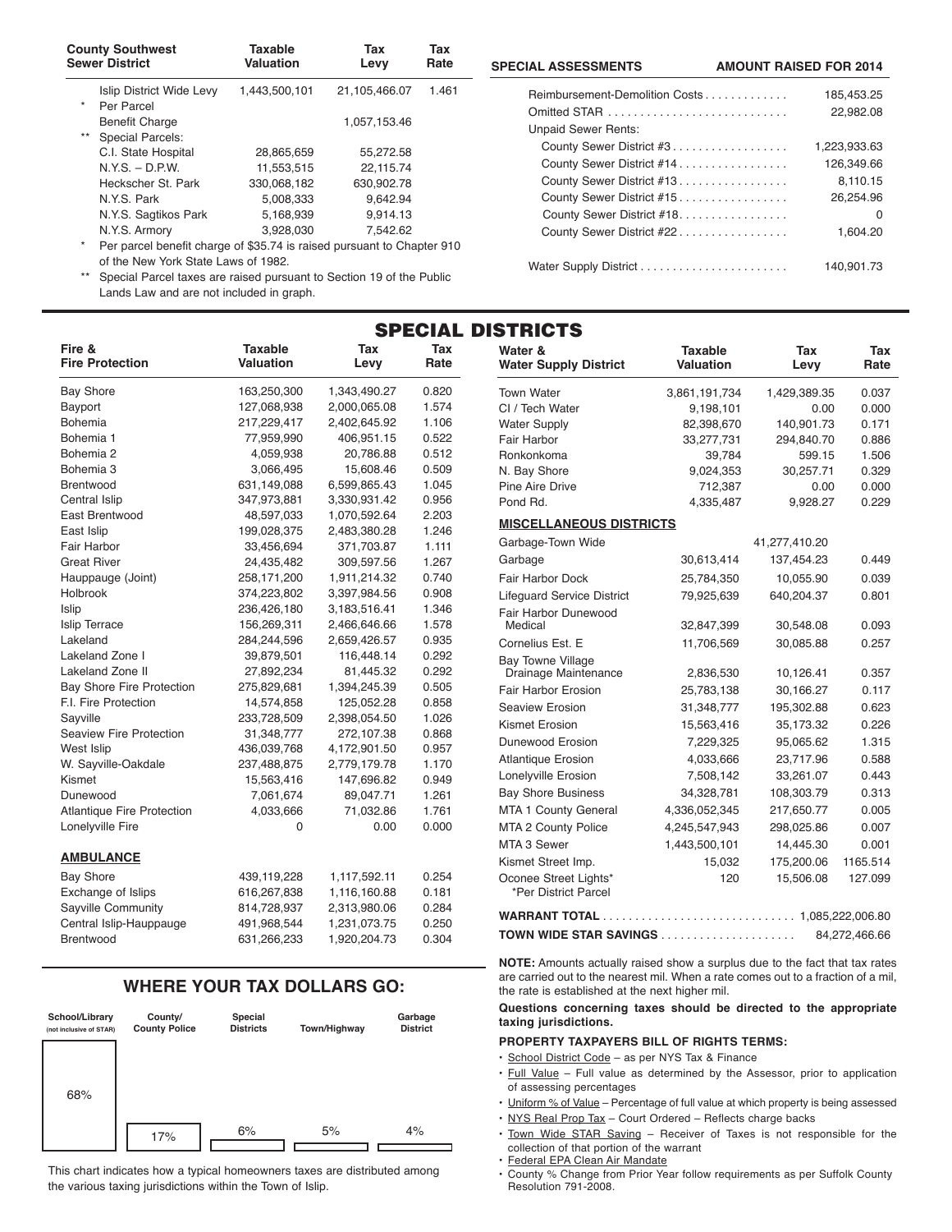| County Southwest Sewer District | Taxable Valuation | Tax Levy | Tax Rate |
|---|---|---|---|
| Islip District Wide Levy | 1,443,500,101 | 21,105,466.07 | 1.461 |
| * Per Parcel Benefit Charge | | 1,057,153.46 | |
| ** Special Parcels: | | | |
| C.I. State Hospital | 28,865,659 | 55,272.58 | |
| N.Y.S. – D.P.W. | 11,553,515 | 22,115.74 | |
| Heckscher St. Park | 330,068,182 | 630,902.78 | |
| N.Y.S. Park | 5,008,333 | 9,642.94 | |
| N.Y.S. Sagtikos Park | 5,168,939 | 9,914.13 | |
| N.Y.S. Armory | 3,928,030 | 7,542.62 | |

\* Per parcel benefit charge of $35.74 is raised pursuant to Chapter 910 of the New York State Laws of 1982.

\** Special Parcel taxes are raised pursuant to Section 19 of the Public Lands Law and are not included in graph.

| SPECIAL ASSESSMENTS | AMOUNT RAISED FOR 2014 |
|---|---|
| Reimbursement-Demolition Costs | 185,453.25 |
| Omitted STAR | 22,982.08 |
| Unpaid Sewer Rents: | |
| County Sewer District #3 | 1,223,933.63 |
| County Sewer District #14 | 126,349.66 |
| County Sewer District #13 | 8,110.15 |
| County Sewer District #15 | 26,254.96 |
| County Sewer District #18 | 0 |
| County Sewer District #22 | 1,604.20 |
| Water Supply District | 140,901.73 |

# SPECIAL DISTRICTS

| Fire & Fire Protection | Taxable Valuation | Tax Levy | Tax Rate |
|---|---|---|---|
| Bay Shore | 163,250,300 | 1,343,490.27 | 0.820 |
| Bayport | 127,068,938 | 2,000,065.08 | 1.574 |
| Bohemia | 217,229,417 | 2,402,645.92 | 1.106 |
| Bohemia 1 | 77,959,990 | 406,951.15 | 0.522 |
| Bohemia 2 | 4,059,938 | 20,786.88 | 0.512 |
| Bohemia 3 | 3,066,495 | 15,608.46 | 0.509 |
| Brentwood | 631,149,088 | 6,599,865.43 | 1.045 |
| Central Islip | 347,973,881 | 3,330,931.42 | 0.956 |
| East Brentwood | 48,597,033 | 1,070,592.64 | 2.203 |
| East Islip | 199,028,375 | 2,483,380.28 | 1.246 |
| Fair Harbor | 33,456,694 | 371,703.87 | 1.111 |
| Great River | 24,435,482 | 309,597.56 | 1.267 |
| Hauppauge (Joint) | 258,171,200 | 1,911,214.32 | 0.740 |
| Holbrook | 374,223,802 | 3,397,984.56 | 0.908 |
| Islip | 236,426,180 | 3,183,516.41 | 1.346 |
| Islip Terrace | 156,269,311 | 2,466,646.66 | 1.578 |
| Lakeland | 284,244,596 | 2,659,426.57 | 0.935 |
| Lakeland Zone I | 39,879,501 | 116,448.14 | 0.292 |
| Lakeland Zone II | 27,892,234 | 81,445.32 | 0.292 |
| Bay Shore Fire Protection | 275,829,681 | 1,394,245.39 | 0.505 |
| F.I. Fire Protection | 14,574,858 | 125,052.28 | 0.858 |
| Sayville | 233,728,509 | 2,398,054.50 | 1.026 |
| Seaview Fire Protection | 31,348,777 | 272,107.38 | 0.868 |
| West Islip | 436,039,768 | 4,172,901.50 | 0.957 |
| W. Sayville-Oakdale | 237,488,875 | 2,779,179.78 | 1.170 |
| Kismet | 15,563,416 | 147,696.82 | 0.949 |
| Dunewood | 7,061,674 | 89,047.71 | 1.261 |
| Atlantique Fire Protection | 4,033,666 | 71,032.86 | 1.761 |
| Lonelyville Fire | 0 | 0.00 | 0.000 |
| **AMBULANCE** | | | |
| Bay Shore | 439,119,228 | 1,117,592.11 | 0.254 |
| Exchange of Islips | 616,267,838 | 1,116,160.88 | 0.181 |
| Sayville Community | 814,728,937 | 2,313,980.06 | 0.284 |
| Central Islip-Hauppauge | 491,968,544 | 1,231,073.75 | 0.250 |
| Brentwood | 631,266,233 | 1,920,204.73 | 0.304 |

| Water & Water Supply District | Taxable Valuation | Tax Levy | Tax Rate |
|---|---|---|---|
| Town Water | 3,861,191,734 | 1,429,389.35 | 0.037 |
| CI / Tech Water | 9,198,101 | 0.00 | 0.000 |
| Water Supply | 82,398,670 | 140,901.73 | 0.171 |
| Fair Harbor | 33,277,731 | 294,840.70 | 0.886 |
| Ronkonkoma | 39,784 | 599.15 | 1.506 |
| N. Bay Shore | 9,024,353 | 30,257.71 | 0.329 |
| Pine Aire Drive | 712,387 | 0.00 | 0.000 |
| Pond Rd. | 4,335,487 | 9,928.27 | 0.229 |
| **MISCELLANEOUS DISTRICTS** | | | |
| Garbage-Town Wide | | 41,277,410.20 | |
| Garbage | 30,613,414 | 137,454.23 | 0.449 |
| Fair Harbor Dock | 25,784,350 | 10,055.90 | 0.039 |
| Lifeguard Service District | 79,925,639 | 640,204.37 | 0.801 |
| Fair Harbor Dunewood Medical | 32,847,399 | 30,548.08 | 0.093 |
| Cornelius Est. E | 11,706,569 | 30,085.88 | 0.257 |
| Bay Towne Village Drainage Maintenance | 2,836,530 | 10,126.41 | 0.357 |
| Fair Harbor Erosion | 25,783,138 | 30,166.27 | 0.117 |
| Seaview Erosion | 31,348,777 | 195,302.88 | 0.623 |
| Kismet Erosion | 15,563,416 | 35,173.32 | 0.226 |
| Dunewood Erosion | 7,229,325 | 95,065.62 | 1.315 |
| Atlantique Erosion | 4,033,666 | 23,717.96 | 0.588 |
| Lonelyville Erosion | 7,508,142 | 33,261.07 | 0.443 |
| Bay Shore Business | 34,328,781 | 108,303.79 | 0.313 |
| MTA 1 County General | 4,336,052,345 | 217,650.77 | 0.005 |
| MTA 2 County Police | 4,245,547,943 | 298,025.86 | 0.007 |
| MTA 3 Sewer | 1,443,500,101 | 14,445.30 | 0.001 |
| Kismet Street Imp. | 15,032 | 175,200.06 | 1165.514 |
| Oconee Street Lights* *Per District Parcel | 120 | 15,506.08 | 127.099 |

**WARRANT TOTAL** ........ 1,085,222,006.80

**TOWN WIDE STAR SAVINGS** ........ 84,272,466.66

## WHERE YOUR TAX DOLLARS GO:

School/Library (not inclusive of STAR)
County/ County Police
Special Districts
Town/Highway
Garbage District

68%
17%
6%
5%
4%

This chart indicates how a typical homeowners taxes are distributed among the various taxing jurisdictions within the Town of Islip.

**NOTE:** Amounts actually raised show a surplus due to the fact that tax rates are carried out to the nearest mil. When a rate comes out to a fraction of a mil, the rate is established at the next higher mil.

**Questions concerning taxes should be directed to the appropriate taxing jurisdictions.**

**PROPERTY TAXPAYERS BILL OF RIGHTS TERMS:**

- School District Code – as per NYS Tax & Finance
- Full Value – Full value as determined by the Assessor, prior to application of assessing percentages
- Uniform % of Value – Percentage of full value at which property is being assessed
- NYS Real Prop Tax – Court Ordered – Reflects charge backs
- Town Wide STAR Saving – Receiver of Taxes is not responsible for the collection of that portion of the warrant
- Federal EPA Clean Air Mandate
- County % Change from Prior Year follow requirements as per Suffolk County Resolution 791-2008.